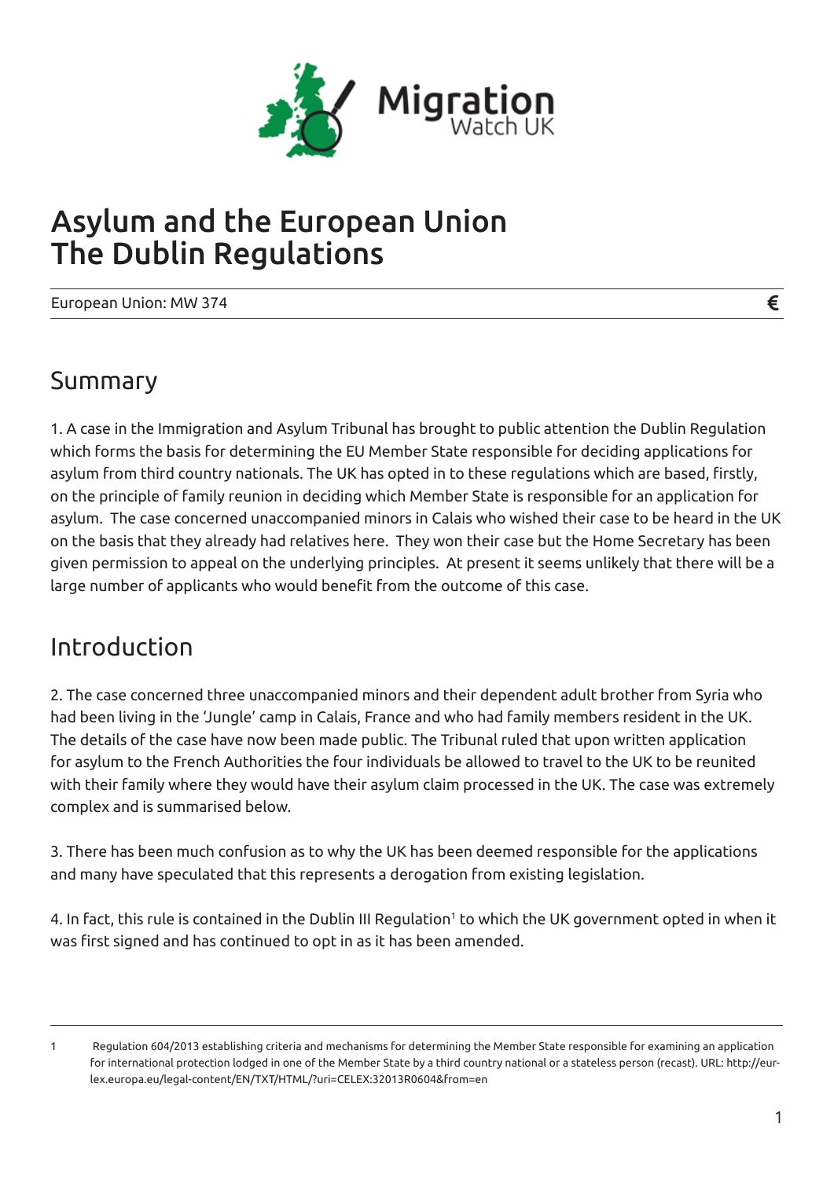Migration Watch UK

# Asylum and the European Union
# The Dublin Regulations

European Union: MW 374

## Summary

1. A case in the Immigration and Asylum Tribunal has brought to public attention the Dublin Regulation which forms the basis for determining the EU Member State responsible for deciding applications for asylum from third country nationals. The UK has opted in to these regulations which are based, firstly, on the principle of family reunion in deciding which Member State is responsible for an application for asylum. The case concerned unaccompanied minors in Calais who wished their case to be heard in the UK on the basis that they already had relatives here. They won their case but the Home Secretary has been given permission to appeal on the underlying principles. At present it seems unlikely that there will be a large number of applicants who would benefit from the outcome of this case.

## Introduction

2. The case concerned three unaccompanied minors and their dependent adult brother from Syria who had been living in the 'Jungle' camp in Calais, France and who had family members resident in the UK. The details of the case have now been made public. The Tribunal ruled that upon written application for asylum to the French Authorities the four individuals be allowed to travel to the UK to be reunited with their family where they would have their asylum claim processed in the UK. The case was extremely complex and is summarised below.

3. There has been much confusion as to why the UK has been deemed responsible for the applications and many have speculated that this represents a derogation from existing legislation.

4. In fact, this rule is contained in the Dublin III Regulation[1] to which the UK government opted in when it was first signed and has continued to opt in as it has been amended.

---

1 Regulation 604/2013 establishing criteria and mechanisms for determining the Member State responsible for examining an application for international protection lodged in one of the Member State by a third country national or a stateless person (recast). URL: http://eur-lex.europa.eu/legal-content/EN/TXT/HTML/?uri=CELEX:32013R0604&from=en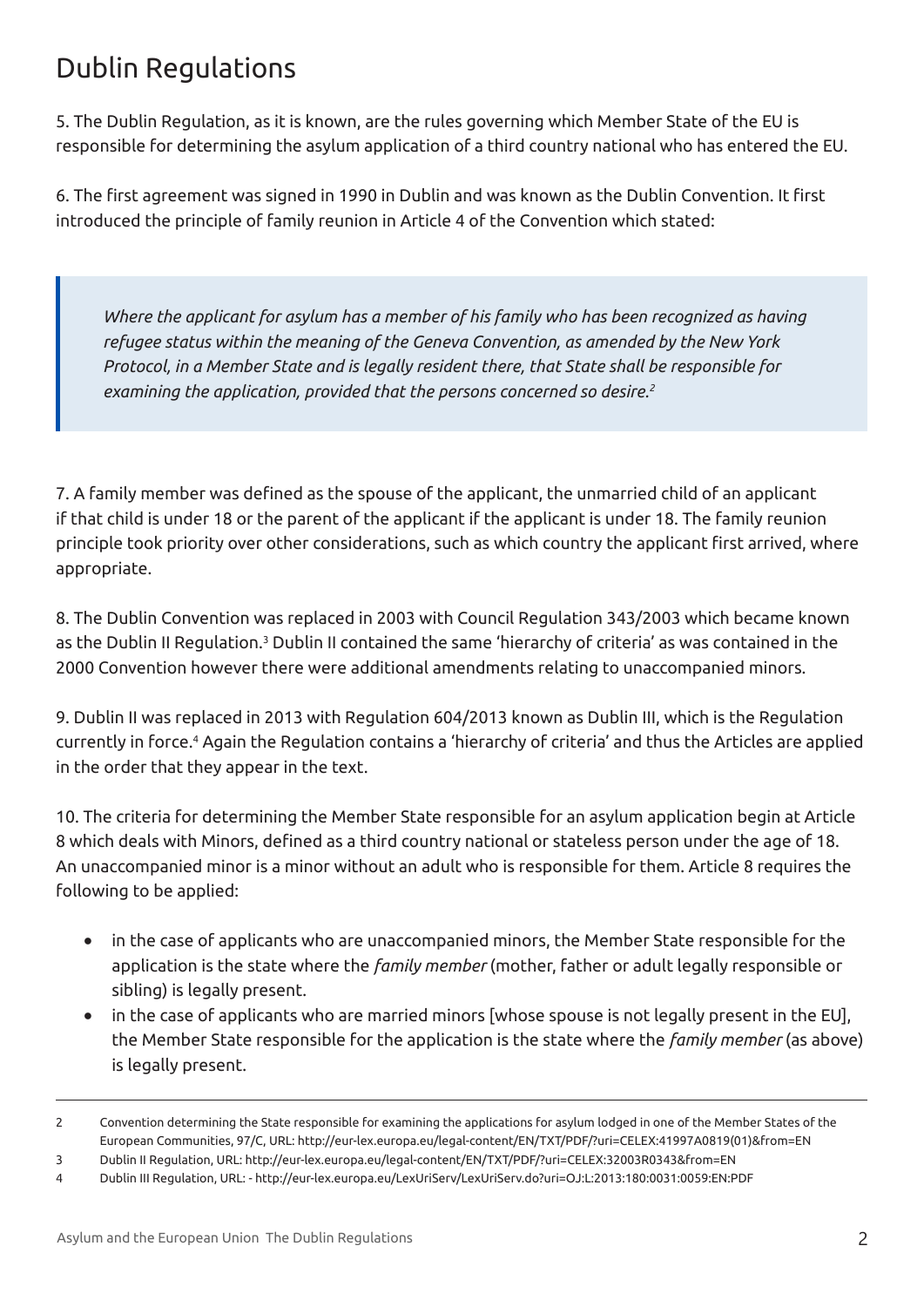## Dublin Regulations

5. The Dublin Regulation, as it is known, are the rules governing which Member State of the EU is responsible for determining the asylum application of a third country national who has entered the EU.

6. The first agreement was signed in 1990 in Dublin and was known as the Dublin Convention. It first introduced the principle of family reunion in Article 4 of the Convention which stated:

> *Where the applicant for asylum has a member of his family who has been recognized as having refugee status within the meaning of the Geneva Convention, as amended by the New York Protocol, in a Member State and is legally resident there, that State shall be responsible for examining the application, provided that the persons concerned so desire.*[2]

7. A family member was defined as the spouse of the applicant, the unmarried child of an applicant if that child is under 18 or the parent of the applicant if the applicant is under 18. The family reunion principle took priority over other considerations, such as which country the applicant first arrived, where appropriate.

8. The Dublin Convention was replaced in 2003 with Council Regulation 343/2003 which became known as the Dublin II Regulation.[3] Dublin II contained the same 'hierarchy of criteria' as was contained in the 2000 Convention however there were additional amendments relating to unaccompanied minors.

9. Dublin II was replaced in 2013 with Regulation 604/2013 known as Dublin III, which is the Regulation currently in force.[4] Again the Regulation contains a 'hierarchy of criteria' and thus the Articles are applied in the order that they appear in the text.

10. The criteria for determining the Member State responsible for an asylum application begin at Article 8 which deals with Minors, defined as a third country national or stateless person under the age of 18. An unaccompanied minor is a minor without an adult who is responsible for them. Article 8 requires the following to be applied:

- in the case of applicants who are unaccompanied minors, the Member State responsible for the application is the state where the *family member* (mother, father or adult legally responsible or sibling) is legally present.
- in the case of applicants who are married minors [whose spouse is not legally present in the EU], the Member State responsible for the application is the state where the *family member* (as above) is legally present.

---

2 Convention determining the State responsible for examining the applications for asylum lodged in one of the Member States of the European Communities, 97/C, URL: http://eur-lex.europa.eu/legal-content/EN/TXT/PDF/?uri=CELEX:41997A0819(01)&from=EN

3 Dublin II Regulation, URL: http://eur-lex.europa.eu/legal-content/EN/TXT/PDF/?uri=CELEX:32003R0343&from=EN

4 Dublin III Regulation, URL: - http://eur-lex.europa.eu/LexUriServ/LexUriServ.do?uri=OJ:L:2013:180:0031:0059:EN:PDF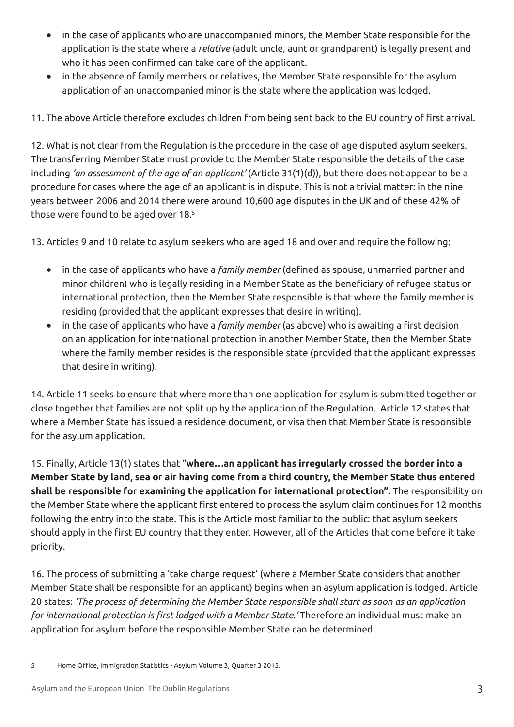- in the case of applicants who are unaccompanied minors, the Member State responsible for the application is the state where a *relative* (adult uncle, aunt or grandparent) is legally present and who it has been confirmed can take care of the applicant.
- in the absence of family members or relatives, the Member State responsible for the asylum application of an unaccompanied minor is the state where the application was lodged.

11. The above Article therefore excludes children from being sent back to the EU country of first arrival.

12. What is not clear from the Regulation is the procedure in the case of age disputed asylum seekers. The transferring Member State must provide to the Member State responsible the details of the case including *'an assessment of the age of an applicant'* (Article 31(1)(d)), but there does not appear to be a procedure for cases where the age of an applicant is in dispute. This is not a trivial matter: in the nine years between 2006 and 2014 there were around 10,600 age disputes in the UK and of these 42% of those were found to be aged over 18.[5]

13. Articles 9 and 10 relate to asylum seekers who are aged 18 and over and require the following:

- in the case of applicants who have a *family member* (defined as spouse, unmarried partner and minor children) who is legally residing in a Member State as the beneficiary of refugee status or international protection, then the Member State responsible is that where the family member is residing (provided that the applicant expresses that desire in writing).
- in the case of applicants who have a *family member* (as above) who is awaiting a first decision on an application for international protection in another Member State, then the Member State where the family member resides is the responsible state (provided that the applicant expresses that desire in writing).

14. Article 11 seeks to ensure that where more than one application for asylum is submitted together or close together that families are not split up by the application of the Regulation. Article 12 states that where a Member State has issued a residence document, or visa then that Member State is responsible for the asylum application.

15. Finally, Article 13(1) states that "**where…an applicant has irregularly crossed the border into a Member State by land, sea or air having come from a third country, the Member State thus entered shall be responsible for examining the application for international protection".** The responsibility on the Member State where the applicant first entered to process the asylum claim continues for 12 months following the entry into the state. This is the Article most familiar to the public: that asylum seekers should apply in the first EU country that they enter. However, all of the Articles that come before it take priority.

16. The process of submitting a 'take charge request' (where a Member State considers that another Member State shall be responsible for an applicant) begins when an asylum application is lodged. Article 20 states: *'The process of determining the Member State responsible shall start as soon as an application for international protection is first lodged with a Member State.'* Therefore an individual must make an application for asylum before the responsible Member State can be determined.

---

[5] Home Office, Immigration Statistics - Asylum Volume 3, Quarter 3 2015.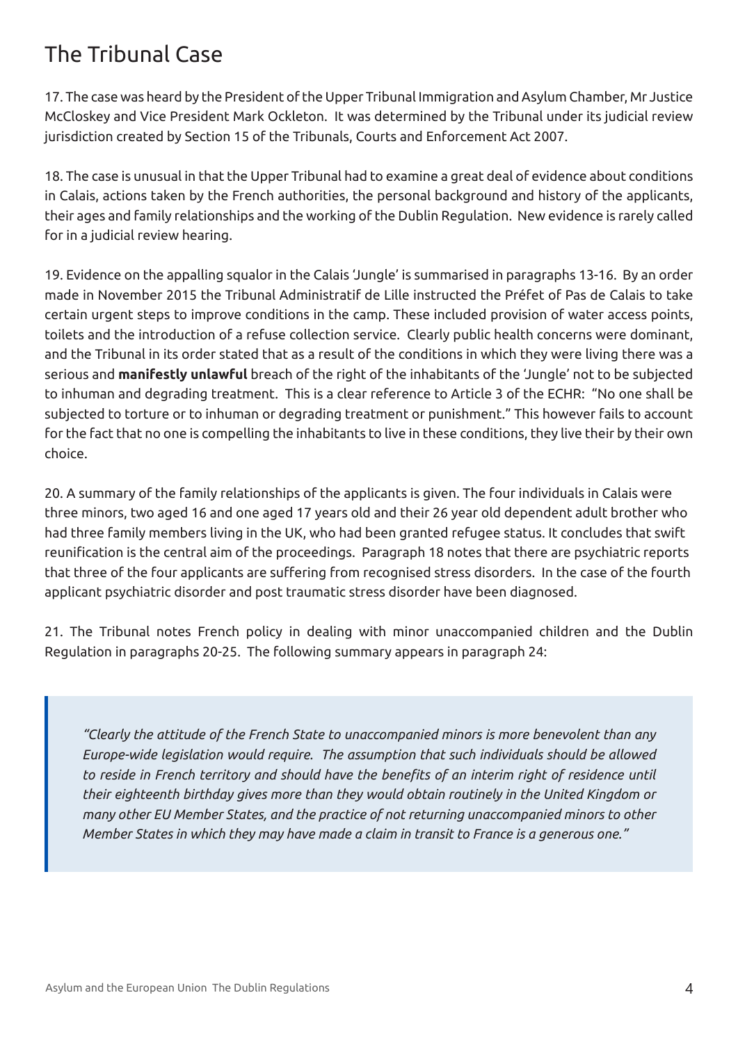# The Tribunal Case

17. The case was heard by the President of the Upper Tribunal Immigration and Asylum Chamber, Mr Justice McCloskey and Vice President Mark Ockleton. It was determined by the Tribunal under its judicial review jurisdiction created by Section 15 of the Tribunals, Courts and Enforcement Act 2007.

18. The case is unusual in that the Upper Tribunal had to examine a great deal of evidence about conditions in Calais, actions taken by the French authorities, the personal background and history of the applicants, their ages and family relationships and the working of the Dublin Regulation. New evidence is rarely called for in a judicial review hearing.

19. Evidence on the appalling squalor in the Calais 'Jungle' is summarised in paragraphs 13-16. By an order made in November 2015 the Tribunal Administratif de Lille instructed the Préfet of Pas de Calais to take certain urgent steps to improve conditions in the camp. These included provision of water access points, toilets and the introduction of a refuse collection service. Clearly public health concerns were dominant, and the Tribunal in its order stated that as a result of the conditions in which they were living there was a serious and **manifestly unlawful** breach of the right of the inhabitants of the 'Jungle' not to be subjected to inhuman and degrading treatment. This is a clear reference to Article 3 of the ECHR: "No one shall be subjected to torture or to inhuman or degrading treatment or punishment." This however fails to account for the fact that no one is compelling the inhabitants to live in these conditions, they live their by their own choice.

20. A summary of the family relationships of the applicants is given. The four individuals in Calais were three minors, two aged 16 and one aged 17 years old and their 26 year old dependent adult brother who had three family members living in the UK, who had been granted refugee status. It concludes that swift reunification is the central aim of the proceedings. Paragraph 18 notes that there are psychiatric reports that three of the four applicants are suffering from recognised stress disorders. In the case of the fourth applicant psychiatric disorder and post traumatic stress disorder have been diagnosed.

21. The Tribunal notes French policy in dealing with minor unaccompanied children and the Dublin Regulation in paragraphs 20-25. The following summary appears in paragraph 24:

> *"Clearly the attitude of the French State to unaccompanied minors is more benevolent than any Europe-wide legislation would require. The assumption that such individuals should be allowed to reside in French territory and should have the benefits of an interim right of residence until their eighteenth birthday gives more than they would obtain routinely in the United Kingdom or many other EU Member States, and the practice of not returning unaccompanied minors to other Member States in which they may have made a claim in transit to France is a generous one."*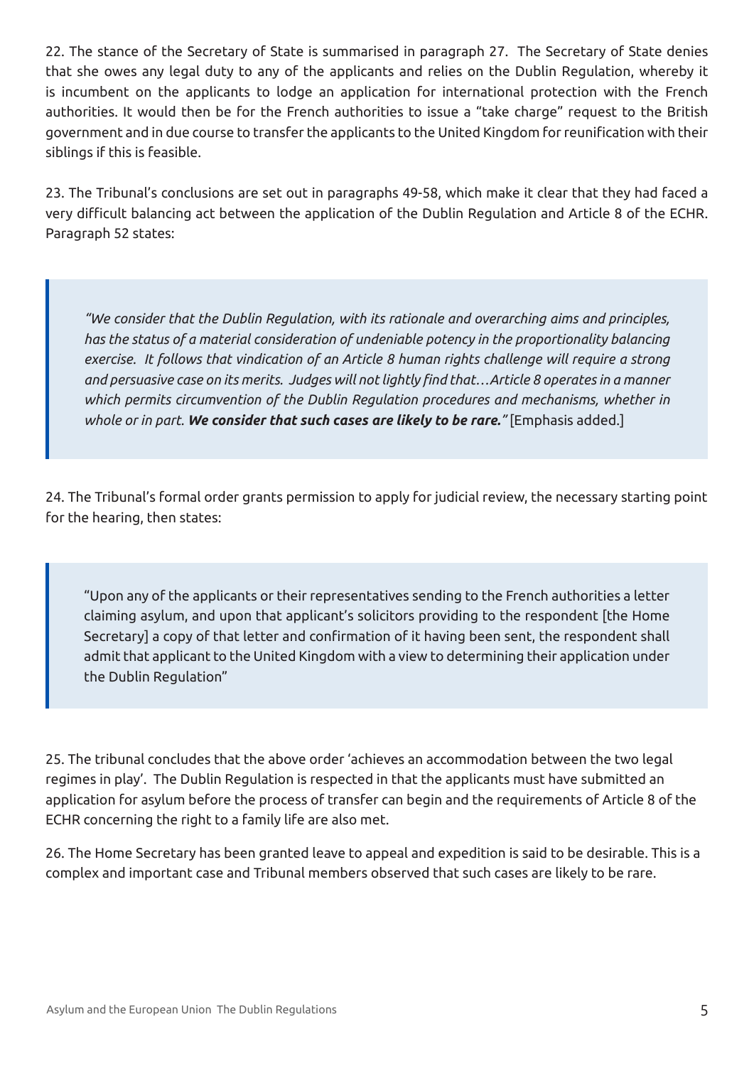22. The stance of the Secretary of State is summarised in paragraph 27. The Secretary of State denies that she owes any legal duty to any of the applicants and relies on the Dublin Regulation, whereby it is incumbent on the applicants to lodge an application for international protection with the French authorities. It would then be for the French authorities to issue a "take charge" request to the British government and in due course to transfer the applicants to the United Kingdom for reunification with their siblings if this is feasible.

23. The Tribunal's conclusions are set out in paragraphs 49-58, which make it clear that they had faced a very difficult balancing act between the application of the Dublin Regulation and Article 8 of the ECHR. Paragraph 52 states:

> *"We consider that the Dublin Regulation, with its rationale and overarching aims and principles, has the status of a material consideration of undeniable potency in the proportionality balancing exercise. It follows that vindication of an Article 8 human rights challenge will require a strong and persuasive case on its merits. Judges will not lightly find that…Article 8 operates in a manner which permits circumvention of the Dublin Regulation procedures and mechanisms, whether in whole or in part.* ***We consider that such cases are likely to be rare."*** [Emphasis added.]

24. The Tribunal's formal order grants permission to apply for judicial review, the necessary starting point for the hearing, then states:

> "Upon any of the applicants or their representatives sending to the French authorities a letter claiming asylum, and upon that applicant's solicitors providing to the respondent [the Home Secretary] a copy of that letter and confirmation of it having been sent, the respondent shall admit that applicant to the United Kingdom with a view to determining their application under the Dublin Regulation"

25. The tribunal concludes that the above order 'achieves an accommodation between the two legal regimes in play'. The Dublin Regulation is respected in that the applicants must have submitted an application for asylum before the process of transfer can begin and the requirements of Article 8 of the ECHR concerning the right to a family life are also met.

26. The Home Secretary has been granted leave to appeal and expedition is said to be desirable. This is a complex and important case and Tribunal members observed that such cases are likely to be rare.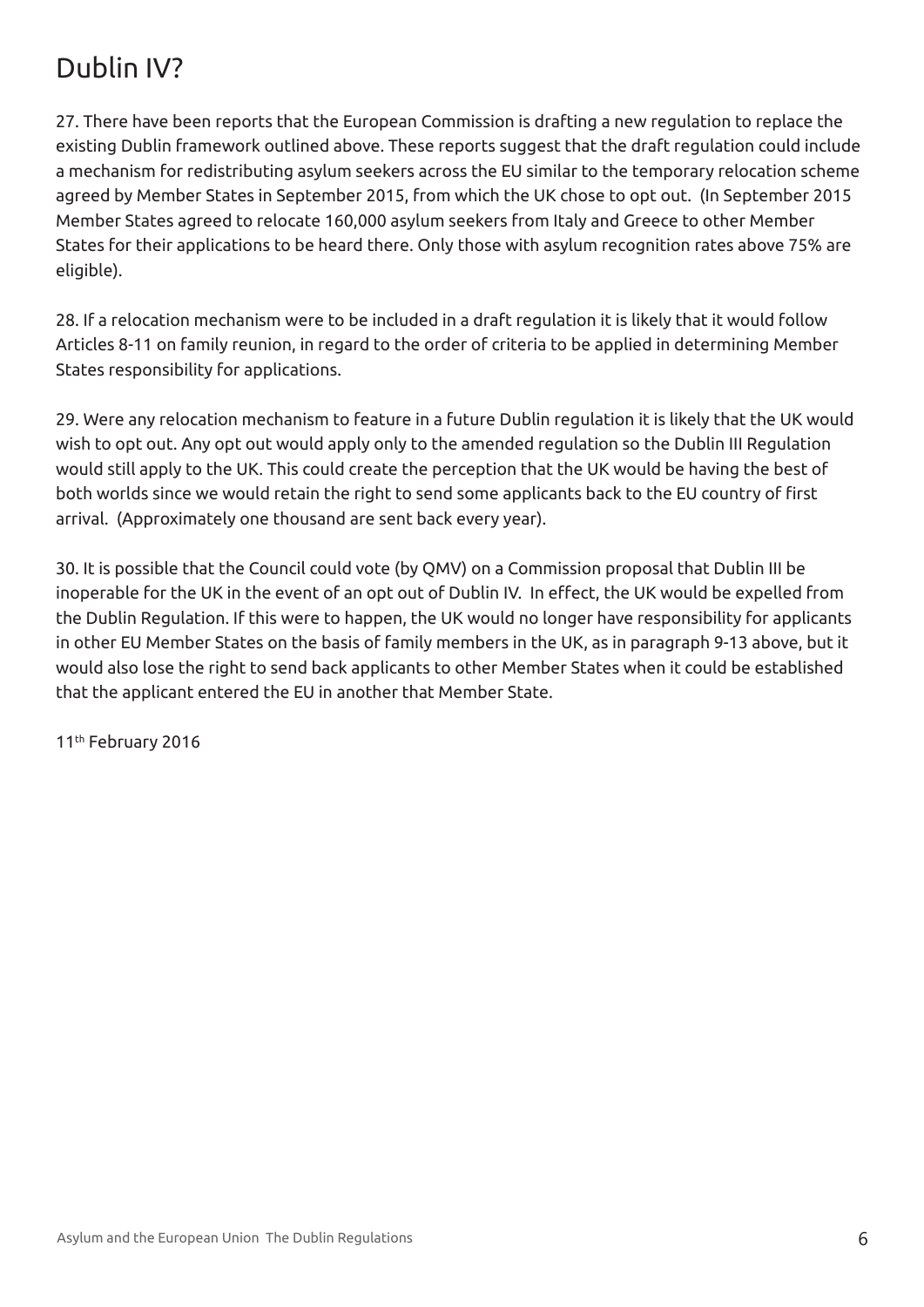## Dublin IV?

27. There have been reports that the European Commission is drafting a new regulation to replace the existing Dublin framework outlined above. These reports suggest that the draft regulation could include a mechanism for redistributing asylum seekers across the EU similar to the temporary relocation scheme agreed by Member States in September 2015, from which the UK chose to opt out. (In September 2015 Member States agreed to relocate 160,000 asylum seekers from Italy and Greece to other Member States for their applications to be heard there. Only those with asylum recognition rates above 75% are eligible).

28. If a relocation mechanism were to be included in a draft regulation it is likely that it would follow Articles 8-11 on family reunion, in regard to the order of criteria to be applied in determining Member States responsibility for applications.

29. Were any relocation mechanism to feature in a future Dublin regulation it is likely that the UK would wish to opt out. Any opt out would apply only to the amended regulation so the Dublin III Regulation would still apply to the UK. This could create the perception that the UK would be having the best of both worlds since we would retain the right to send some applicants back to the EU country of first arrival. (Approximately one thousand are sent back every year).

30. It is possible that the Council could vote (by QMV) on a Commission proposal that Dublin III be inoperable for the UK in the event of an opt out of Dublin IV. In effect, the UK would be expelled from the Dublin Regulation. If this were to happen, the UK would no longer have responsibility for applicants in other EU Member States on the basis of family members in the UK, as in paragraph 9-13 above, but it would also lose the right to send back applicants to other Member States when it could be established that the applicant entered the EU in another that Member State.

11th February 2016